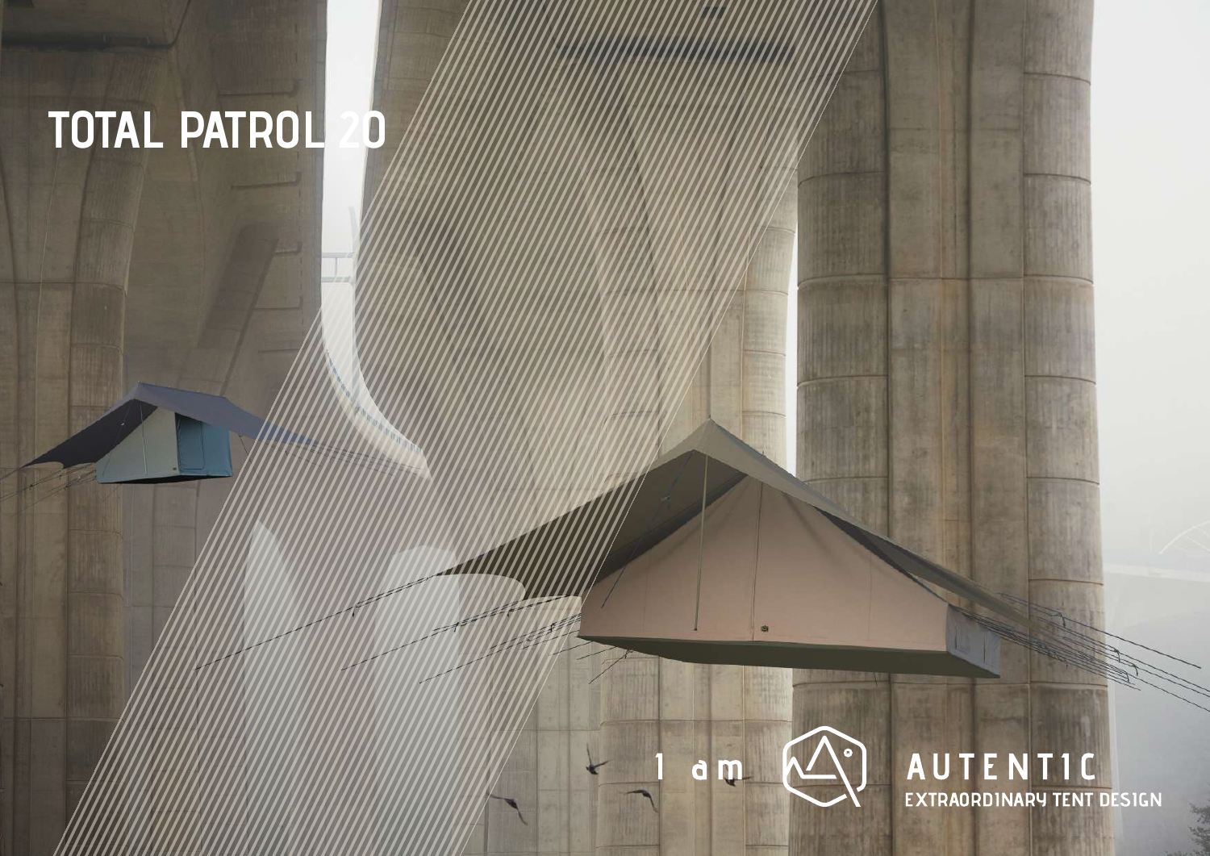# TOTAL PATROL 20

I am AUTENTIC

EXTRAORDINARY TENT DESIGN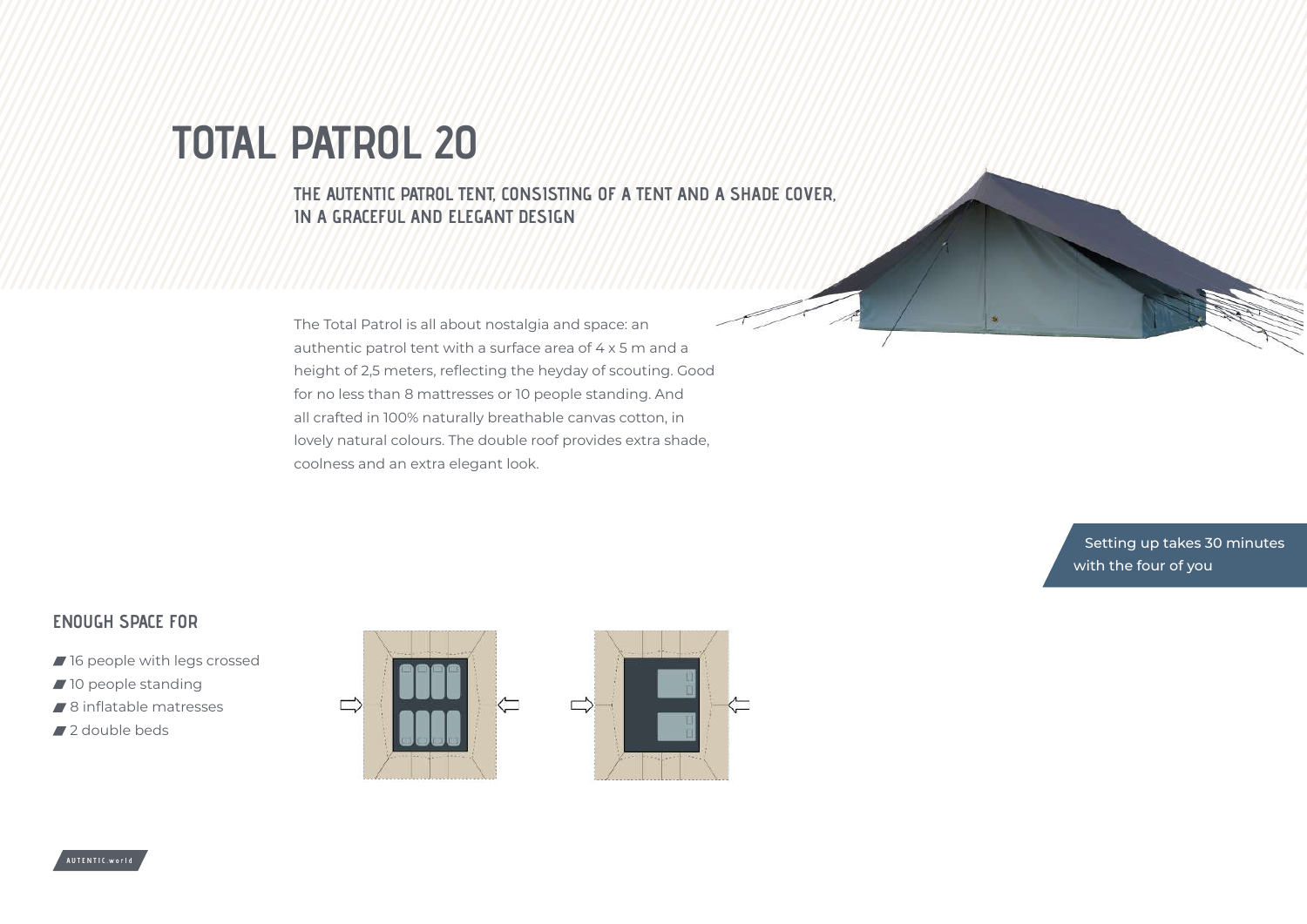# TOTAL PATROL 20

## THE AUTENTIC PATROL TENT, CONSISTING OF A TENT AND A SHADE COVER, IN A GRACEFUL AND ELEGANT DESIGN

The Total Patrol is all about nostalgia and space: an authentic patrol tent with a surface area of 4 x 5 m and a height of 2,5 meters, reflecting the heyday of scouting. Good for no less than 8 mattresses or 10 people standing. And all crafted in 100% naturally breathable canvas cotton, in lovely natural colours. The double roof provides extra shade, coolness and an extra elegant look.

Setting up takes 30 minutes with the four of you

### ENOUGH SPACE FOR

- 16 people with legs crossed
- 10 people standing
- 8 inflatable matresses
- 2 double beds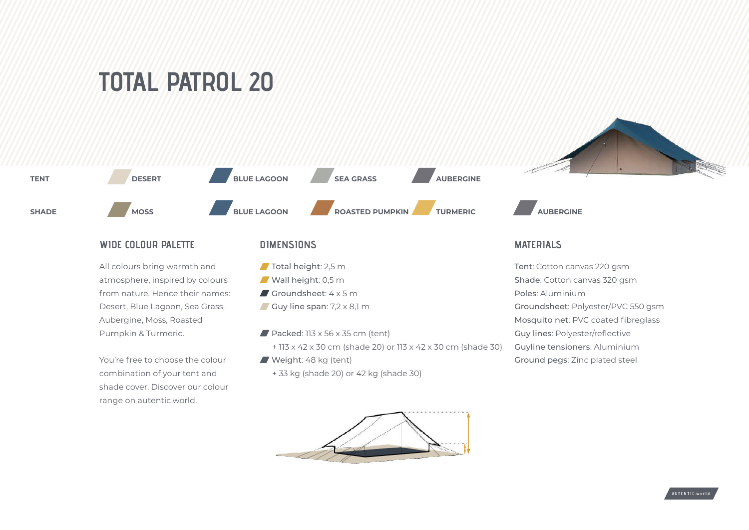# TOTAL PATROL 20

| | | | | | |
|---|---|---|---|---|---|
| **TENT** | **DESERT** | **BLUE LAGOON** | **SEA GRASS** | **AUBERGINE** | |
| **SHADE** | **MOSS** | **BLUE LAGOON** | **ROASTED PUMPKIN** | **TURMERIC** | **AUBERGINE** |

## WIDE COLOUR PALETTE

All colours bring warmth and atmosphere, inspired by colours from nature. Hence their names: Desert, Blue Lagoon, Sea Grass, Aubergine, Moss, Roasted Pumpkin & Turmeric.

You're free to choose the colour combination of your tent and shade cover. Discover our colour range on autentic.world.

## DIMENSIONS

- **Total height**: 2,5 m
- **Wall height**: 0,5 m
- **Groundsheet**: 4 x 5 m
- **Guy line span**: 7,2 x 8,1 m

- **Packed**: 113 x 56 x 35 cm (tent)
  + 113 x 42 x 30 cm (shade 20) or 113 x 42 x 30 cm (shade 30)
- **Weight**: 48 kg (tent)
  + 33 kg (shade 20) or 42 kg (shade 30)

## MATERIALS

**Tent**: Cotton canvas 220 gsm
**Shade**: Cotton canvas 320 gsm
**Poles**: Aluminium
**Groundsheet**: Polyester/PVC 550 gsm
**Mosquito net**: PVC coated fibreglass
**Guy lines**: Polyester/reflective
**Guyline tensioners**: Aluminium
**Ground pegs**: Zinc plated steel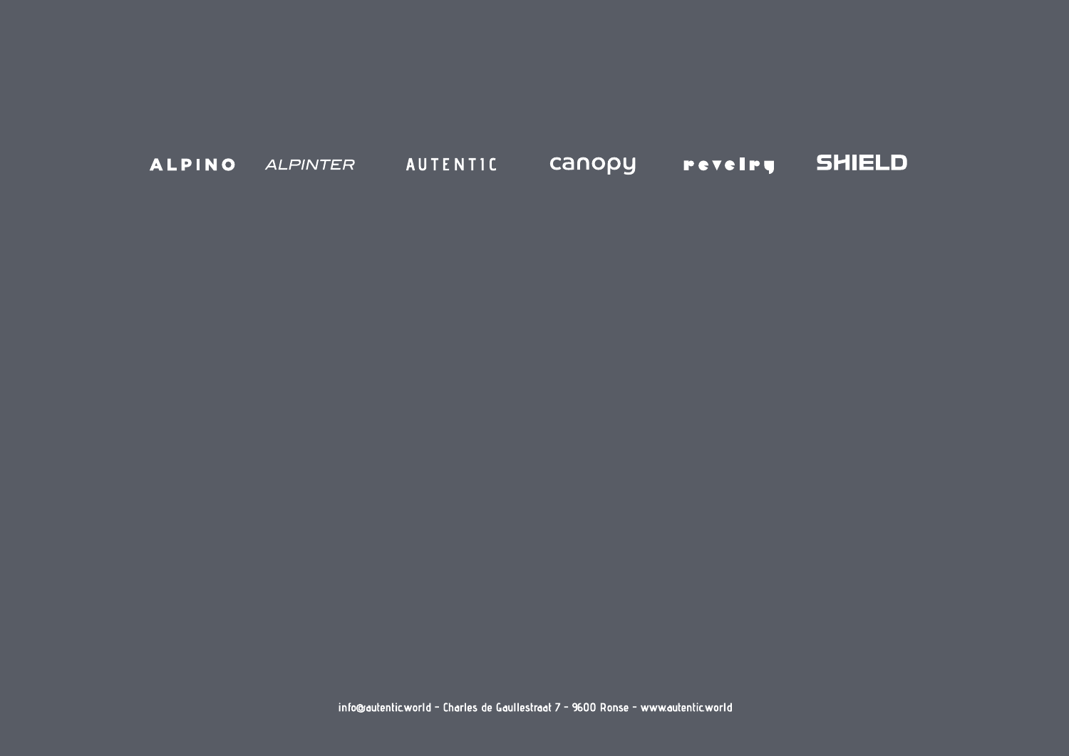ALPINO ALPINTER AUTENTIC canopy revelry SHIELD

info@autentic.world - Charles de Gaullestraat 7 - 9600 Ronse - www.autentic.world